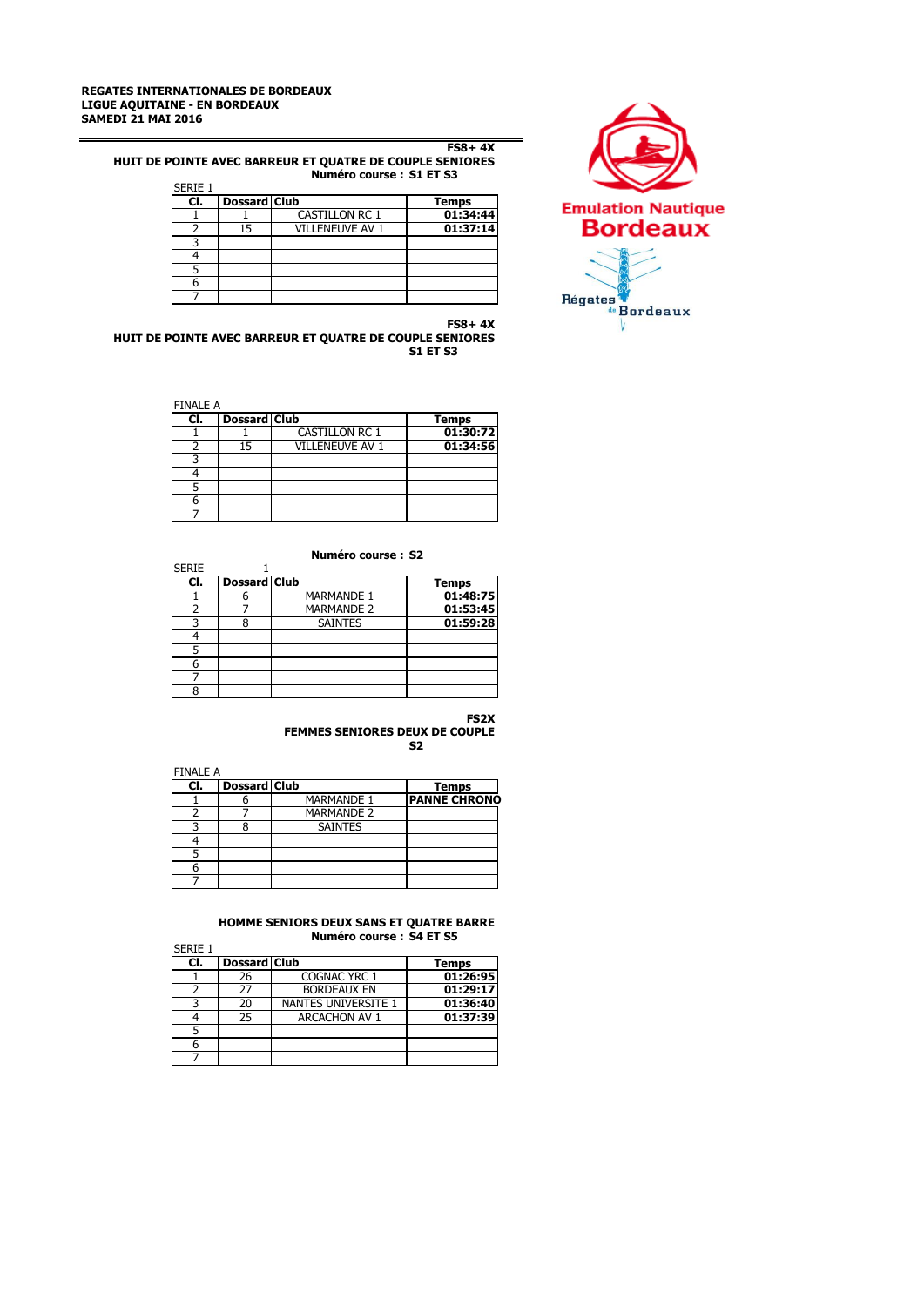**REGATES INTERNATIONALES DE BORDEAUX**
**LIGUE AQUITAINE - EN BORDEAUX**
**SAMEDI 21 MAI 2016**

**FS8+ 4X**
**HUIT DE POINTE AVEC BARREUR ET QUATRE DE COUPLE SENIORES**
**Numéro course : S1 ET S3**

SERIE 1

| Cl. | Dossard | Club | Temps |
|---|---|---|---|
| 1 | 1 | CASTILLON RC 1 | 01:34:44 |
| 2 | 15 | VILLENEUVE AV 1 | 01:37:14 |
| 3 | | | |
| 4 | | | |
| 5 | | | |
| 6 | | | |
| 7 | | | |

**FS8+ 4X**
**HUIT DE POINTE AVEC BARREUR ET QUATRE DE COUPLE SENIORES**
**S1 ET S3**

FINALE A

| Cl. | Dossard | Club | Temps |
|---|---|---|---|
| 1 | 1 | CASTILLON RC 1 | 01:30:72 |
| 2 | 15 | VILLENEUVE AV 1 | 01:34:56 |
| 3 | | | |
| 4 | | | |
| 5 | | | |
| 6 | | | |
| 7 | | | |

**Numéro course : S2**

SERIE 1

| Cl. | Dossard | Club | Temps |
|---|---|---|---|
| 1 | 6 | MARMANDE 1 | 01:48:75 |
| 2 | 7 | MARMANDE 2 | 01:53:45 |
| 3 | 8 | SAINTES | 01:59:28 |
| 4 | | | |
| 5 | | | |
| 6 | | | |
| 7 | | | |
| 8 | | | |

**FS2X**
**FEMMES SENIORES DEUX DE COUPLE**
**S2**

FINALE A

| Cl. | Dossard | Club | Temps |
|---|---|---|---|
| 1 | 6 | MARMANDE 1 | PANNE CHRONO |
| 2 | 7 | MARMANDE 2 | |
| 3 | 8 | SAINTES | |
| 4 | | | |
| 5 | | | |
| 6 | | | |
| 7 | | | |

**HOMME SENIORS DEUX SANS ET QUATRE BARRE**
**Numéro course : S4 ET S5**

SERIE 1

| Cl. | Dossard | Club | Temps |
|---|---|---|---|
| 1 | 26 | COGNAC YRC 1 | 01:26:95 |
| 2 | 27 | BORDEAUX EN | 01:29:17 |
| 3 | 20 | NANTES UNIVERSITE 1 | 01:36:40 |
| 4 | 25 | ARCACHON AV 1 | 01:37:39 |
| 5 | | | |
| 6 | | | |
| 7 | | | |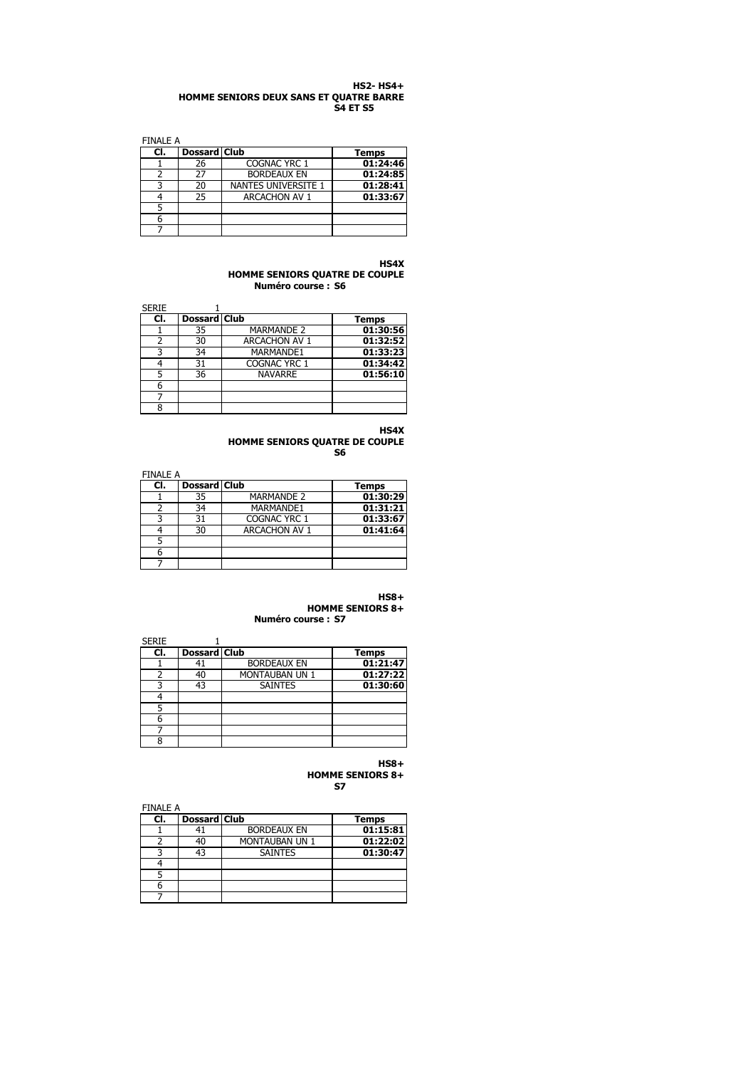**HS2- HS4+**
**HOMME SENIORS DEUX SANS ET QUATRE BARRE**
**S4 ET S5**

FINALE A

| Cl. | Dossard | Club | Temps |
|---|---|---|---|
| 1 | 26 | COGNAC YRC 1 | 01:24:46 |
| 2 | 27 | BORDEAUX EN | 01:24:85 |
| 3 | 20 | NANTES UNIVERSITE 1 | 01:28:41 |
| 4 | 25 | ARCACHON AV 1 | 01:33:67 |
| 5 | | | |
| 6 | | | |
| 7 | | | |

**HS4X**
**HOMME SENIORS QUATRE DE COUPLE**
**Numéro course : S6**

SERIE 1

| Cl. | Dossard | Club | Temps |
|---|---|---|---|
| 1 | 35 | MARMANDE 2 | 01:30:56 |
| 2 | 30 | ARCACHON AV 1 | 01:32:52 |
| 3 | 34 | MARMANDE1 | 01:33:23 |
| 4 | 31 | COGNAC YRC 1 | 01:34:42 |
| 5 | 36 | NAVARRE | 01:56:10 |
| 6 | | | |
| 7 | | | |
| 8 | | | |

**HS4X**
**HOMME SENIORS QUATRE DE COUPLE**
**S6**

FINALE A

| Cl. | Dossard | Club | Temps |
|---|---|---|---|
| 1 | 35 | MARMANDE 2 | 01:30:29 |
| 2 | 34 | MARMANDE1 | 01:31:21 |
| 3 | 31 | COGNAC YRC 1 | 01:33:67 |
| 4 | 30 | ARCACHON AV 1 | 01:41:64 |
| 5 | | | |
| 6 | | | |
| 7 | | | |

**HS8+**
**HOMME SENIORS 8+**
**Numéro course : S7**

SERIE 1

| Cl. | Dossard | Club | Temps |
|---|---|---|---|
| 1 | 41 | BORDEAUX EN | 01:21:47 |
| 2 | 40 | MONTAUBAN UN 1 | 01:27:22 |
| 3 | 43 | SAINTES | 01:30:60 |
| 4 | | | |
| 5 | | | |
| 6 | | | |
| 7 | | | |
| 8 | | | |

**HS8+**
**HOMME SENIORS 8+**
**S7**

FINALE A

| Cl. | Dossard | Club | Temps |
|---|---|---|---|
| 1 | 41 | BORDEAUX EN | 01:15:81 |
| 2 | 40 | MONTAUBAN UN 1 | 01:22:02 |
| 3 | 43 | SAINTES | 01:30:47 |
| 4 | | | |
| 5 | | | |
| 6 | | | |
| 7 | | | |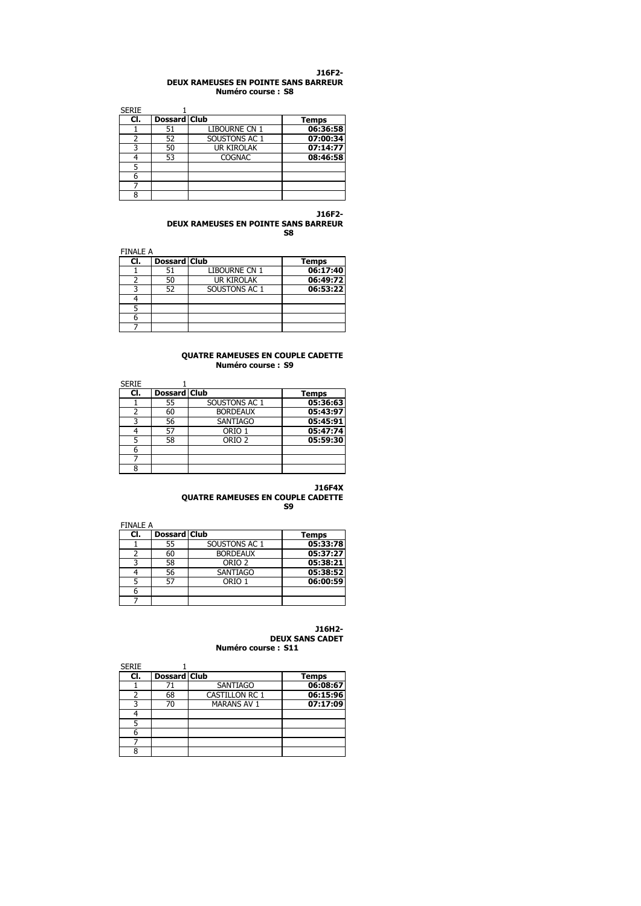**J16F2-**
**DEUX RAMEUSES EN POINTE SANS BARREUR**
**Numéro course : S8**

SERIE 1

| Cl. | Dossard | Club | Temps |
|---|---|---|---|
| 1 | 51 | LIBOURNE CN 1 | 06:36:58 |
| 2 | 52 | SOUSTONS AC 1 | 07:00:34 |
| 3 | 50 | UR KIROLAK | 07:14:77 |
| 4 | 53 | COGNAC | 08:46:58 |
| 5 | | | |
| 6 | | | |
| 7 | | | |
| 8 | | | |

**J16F2-**
**DEUX RAMEUSES EN POINTE SANS BARREUR**
**S8**

FINALE A

| Cl. | Dossard | Club | Temps |
|---|---|---|---|
| 1 | 51 | LIBOURNE CN 1 | 06:17:40 |
| 2 | 50 | UR KIROLAK | 06:49:72 |
| 3 | 52 | SOUSTONS AC 1 | 06:53:22 |
| 4 | | | |
| 5 | | | |
| 6 | | | |
| 7 | | | |

**QUATRE RAMEUSES EN COUPLE CADETTE**
**Numéro course : S9**

SERIE 1

| Cl. | Dossard | Club | Temps |
|---|---|---|---|
| 1 | 55 | SOUSTONS AC 1 | 05:36:63 |
| 2 | 60 | BORDEAUX | 05:43:97 |
| 3 | 56 | SANTIAGO | 05:45:91 |
| 4 | 57 | ORIO 1 | 05:47:74 |
| 5 | 58 | ORIO 2 | 05:59:30 |
| 6 | | | |
| 7 | | | |
| 8 | | | |

**J16F4X**
**QUATRE RAMEUSES EN COUPLE CADETTE**
**S9**

FINALE A

| Cl. | Dossard | Club | Temps |
|---|---|---|---|
| 1 | 55 | SOUSTONS AC 1 | 05:33:78 |
| 2 | 60 | BORDEAUX | 05:37:27 |
| 3 | 58 | ORIO 2 | 05:38:21 |
| 4 | 56 | SANTIAGO | 05:38:52 |
| 5 | 57 | ORIO 1 | 06:00:59 |
| 6 | | | |
| 7 | | | |

**J16H2-**
**DEUX SANS CADET**
**Numéro course : S11**

SERIE 1

| Cl. | Dossard | Club | Temps |
|---|---|---|---|
| 1 | 71 | SANTIAGO | 06:08:67 |
| 2 | 68 | CASTILLON RC 1 | 06:15:96 |
| 3 | 70 | MARANS AV 1 | 07:17:09 |
| 4 | | | |
| 5 | | | |
| 6 | | | |
| 7 | | | |
| 8 | | | |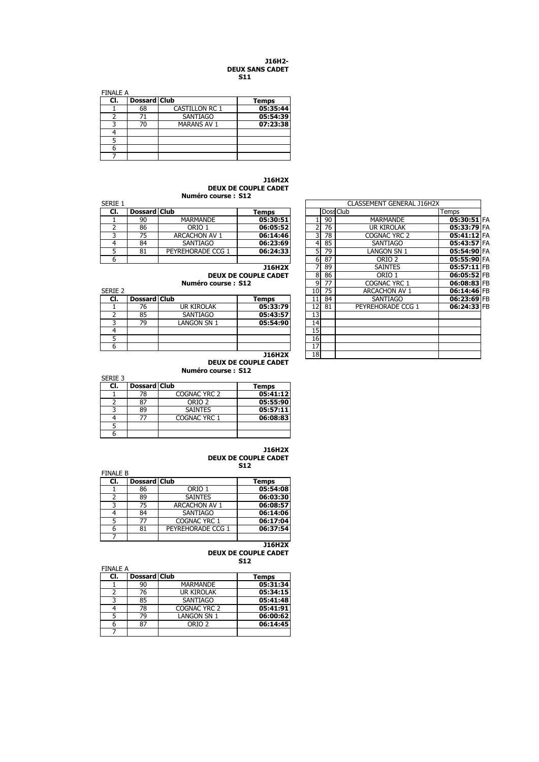**J16H2-**
**DEUX SANS CADET**
**S11**

FINALE A

| Cl. | Dossard | Club | Temps |
|---|---|---|---|
| 1 | 68 | CASTILLON RC 1 | 05:35:44 |
| 2 | 71 | SANTIAGO | 05:54:39 |
| 3 | 70 | MARANS AV 1 | 07:23:38 |
| 4 | | | |
| 5 | | | |
| 6 | | | |
| 7 | | | |

**J16H2X**
**DEUX DE COUPLE CADET**
**Numéro course : S12**

SERIE 1

| Cl. | Dossard | Club | Temps |
|---|---|---|---|
| 1 | 90 | MARMANDE | 05:30:51 |
| 2 | 86 | ORIO 1 | 06:05:52 |
| 3 | 75 | ARCACHON AV 1 | 06:14:46 |
| 4 | 84 | SANTIAGO | 06:23:69 |
| 5 | 81 | PEYREHORADE CCG 1 | 06:24:33 |
| 6 | | | |

**J16H2X**
**DEUX DE COUPLE CADET**
**Numéro course : S12**

SERIE 2

| Cl. | Dossard | Club | Temps |
|---|---|---|---|
| 1 | 76 | UR KIROLAK | 05:33:79 |
| 2 | 85 | SANTIAGO | 05:43:57 |
| 3 | 79 | LANGON SN 1 | 05:54:90 |
| 4 | | | |
| 5 | | | |
| 6 | | | |

**J16H2X**
**DEUX DE COUPLE CADET**
**Numéro course : S12**

SERIE 3

| Cl. | Dossard | Club | Temps |
|---|---|---|---|
| 1 | 78 | COGNAC YRC 2 | 05:41:12 |
| 2 | 87 | ORIO 2 | 05:55:90 |
| 3 | 89 | SAINTES | 05:57:11 |
| 4 | 77 | COGNAC YRC 1 | 06:08:83 |
| 5 | | | |
| 6 | | | |

CLASSEMENT GENERAL J16H2X

| | Doss | Club | Temps | |
|---|---|---|---|---|
| 1 | 90 | MARMANDE | 05:30:51 | FA |
| 2 | 76 | UR KIROLAK | 05:33:79 | FA |
| 3 | 78 | COGNAC YRC 2 | 05:41:12 | FA |
| 4 | 85 | SANTIAGO | 05:43:57 | FA |
| 5 | 79 | LANGON SN 1 | 05:54:90 | FA |
| 6 | 87 | ORIO 2 | 05:55:90 | FA |
| 7 | 89 | SAINTES | 05:57:11 | FB |
| 8 | 86 | ORIO 1 | 06:05:52 | FB |
| 9 | 77 | COGNAC YRC 1 | 06:08:83 | FB |
| 10 | 75 | ARCACHON AV 1 | 06:14:46 | FB |
| 11 | 84 | SANTIAGO | 06:23:69 | FB |
| 12 | 81 | PEYREHORADE CCG 1 | 06:24:33 | FB |
| 13 | | | | |
| 14 | | | | |
| 15 | | | | |
| 16 | | | | |
| 17 | | | | |
| 18 | | | | |

**J16H2X**
**DEUX DE COUPLE CADET**
**S12**

FINALE B

| Cl. | Dossard | Club | Temps |
|---|---|---|---|
| 1 | 86 | ORIO 1 | 05:54:08 |
| 2 | 89 | SAINTES | 06:03:30 |
| 3 | 75 | ARCACHON AV 1 | 06:08:57 |
| 4 | 84 | SANTIAGO | 06:14:06 |
| 5 | 77 | COGNAC YRC 1 | 06:17:04 |
| 6 | 81 | PEYREHORADE CCG 1 | 06:37:54 |
| 7 | | | |

**J16H2X**
**DEUX DE COUPLE CADET**
**S12**

FINALE A

| Cl. | Dossard | Club | Temps |
|---|---|---|---|
| 1 | 90 | MARMANDE | 05:31:34 |
| 2 | 76 | UR KIROLAK | 05:34:15 |
| 3 | 85 | SANTIAGO | 05:41:48 |
| 4 | 78 | COGNAC YRC 2 | 05:41:91 |
| 5 | 79 | LANGON SN 1 | 06:00:62 |
| 6 | 87 | ORIO 2 | 06:14:45 |
| 7 | | | |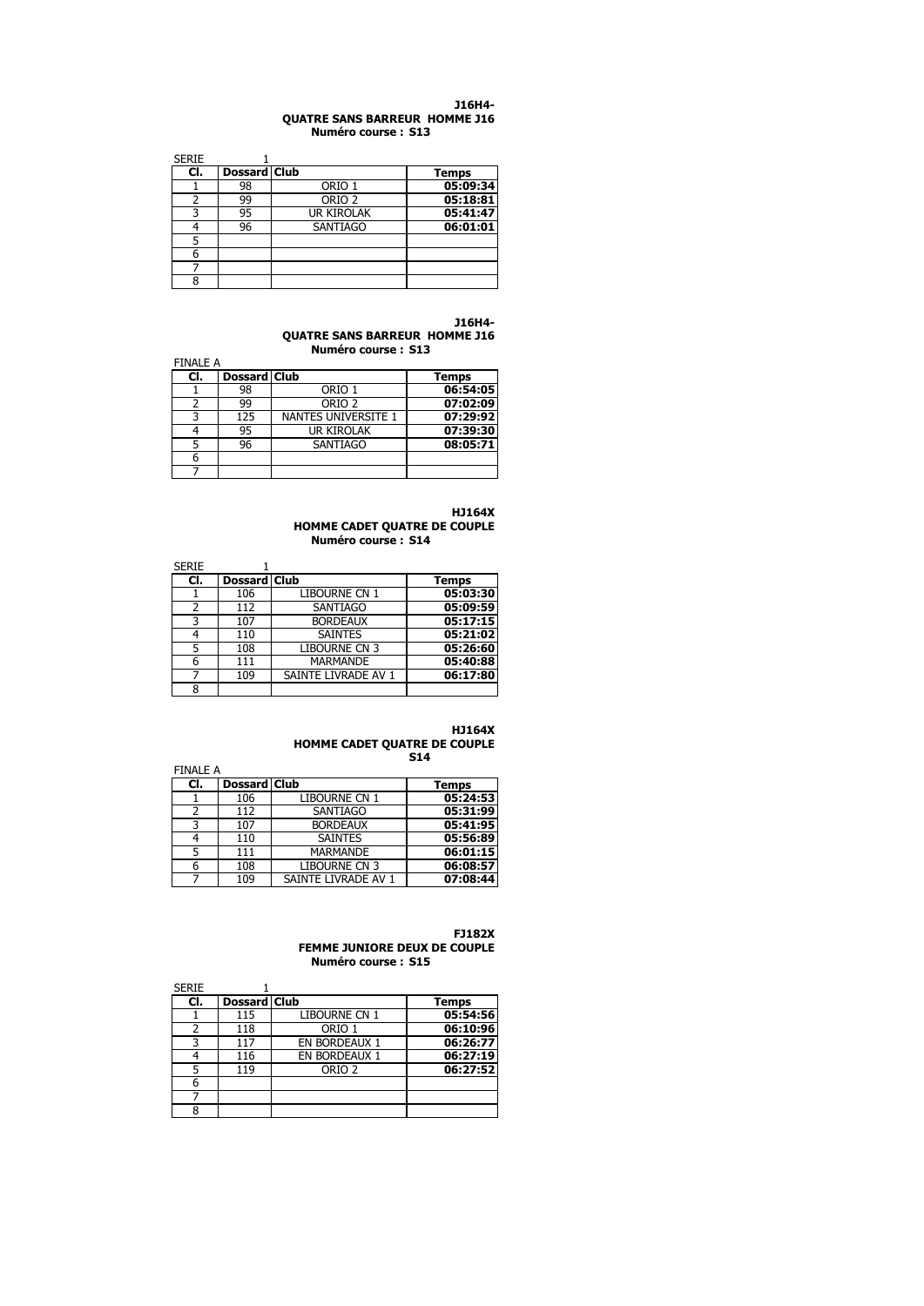**J16H4-**
**QUATRE SANS BARREUR HOMME J16**
**Numéro course : S13**

SERIE 1

| Cl. | Dossard | Club | Temps |
|---|---|---|---|
| 1 | 98 | ORIO 1 | **05:09:34** |
| 2 | 99 | ORIO 2 | **05:18:81** |
| 3 | 95 | UR KIROLAK | **05:41:47** |
| 4 | 96 | SANTIAGO | **06:01:01** |
| 5 | | | |
| 6 | | | |
| 7 | | | |
| 8 | | | |

**J16H4-**
**QUATRE SANS BARREUR HOMME J16**
**Numéro course : S13**

FINALE A

| Cl. | Dossard | Club | Temps |
|---|---|---|---|
| 1 | 98 | ORIO 1 | **06:54:05** |
| 2 | 99 | ORIO 2 | **07:02:09** |
| 3 | 125 | NANTES UNIVERSITE 1 | **07:29:92** |
| 4 | 95 | UR KIROLAK | **07:39:30** |
| 5 | 96 | SANTIAGO | **08:05:71** |
| 6 | | | |
| 7 | | | |

**HJ164X**
**HOMME CADET QUATRE DE COUPLE**
**Numéro course : S14**

SERIE 1

| Cl. | Dossard | Club | Temps |
|---|---|---|---|
| 1 | 106 | LIBOURNE CN 1 | **05:03:30** |
| 2 | 112 | SANTIAGO | **05:09:59** |
| 3 | 107 | BORDEAUX | **05:17:15** |
| 4 | 110 | SAINTES | **05:21:02** |
| 5 | 108 | LIBOURNE CN 3 | **05:26:60** |
| 6 | 111 | MARMANDE | **05:40:88** |
| 7 | 109 | SAINTE LIVRADE AV 1 | **06:17:80** |
| 8 | | | |

**HJ164X**
**HOMME CADET QUATRE DE COUPLE**
**S14**

FINALE A

| Cl. | Dossard | Club | Temps |
|---|---|---|---|
| 1 | 106 | LIBOURNE CN 1 | **05:24:53** |
| 2 | 112 | SANTIAGO | **05:31:99** |
| 3 | 107 | BORDEAUX | **05:41:95** |
| 4 | 110 | SAINTES | **05:56:89** |
| 5 | 111 | MARMANDE | **06:01:15** |
| 6 | 108 | LIBOURNE CN 3 | **06:08:57** |
| 7 | 109 | SAINTE LIVRADE AV 1 | **07:08:44** |

**FJ182X**
**FEMME JUNIORE DEUX DE COUPLE**
**Numéro course : S15**

SERIE 1

| Cl. | Dossard | Club | Temps |
|---|---|---|---|
| 1 | 115 | LIBOURNE CN 1 | **05:54:56** |
| 2 | 118 | ORIO 1 | **06:10:96** |
| 3 | 117 | EN BORDEAUX 1 | **06:26:77** |
| 4 | 116 | EN BORDEAUX 1 | **06:27:19** |
| 5 | 119 | ORIO 2 | **06:27:52** |
| 6 | | | |
| 7 | | | |
| 8 | | | |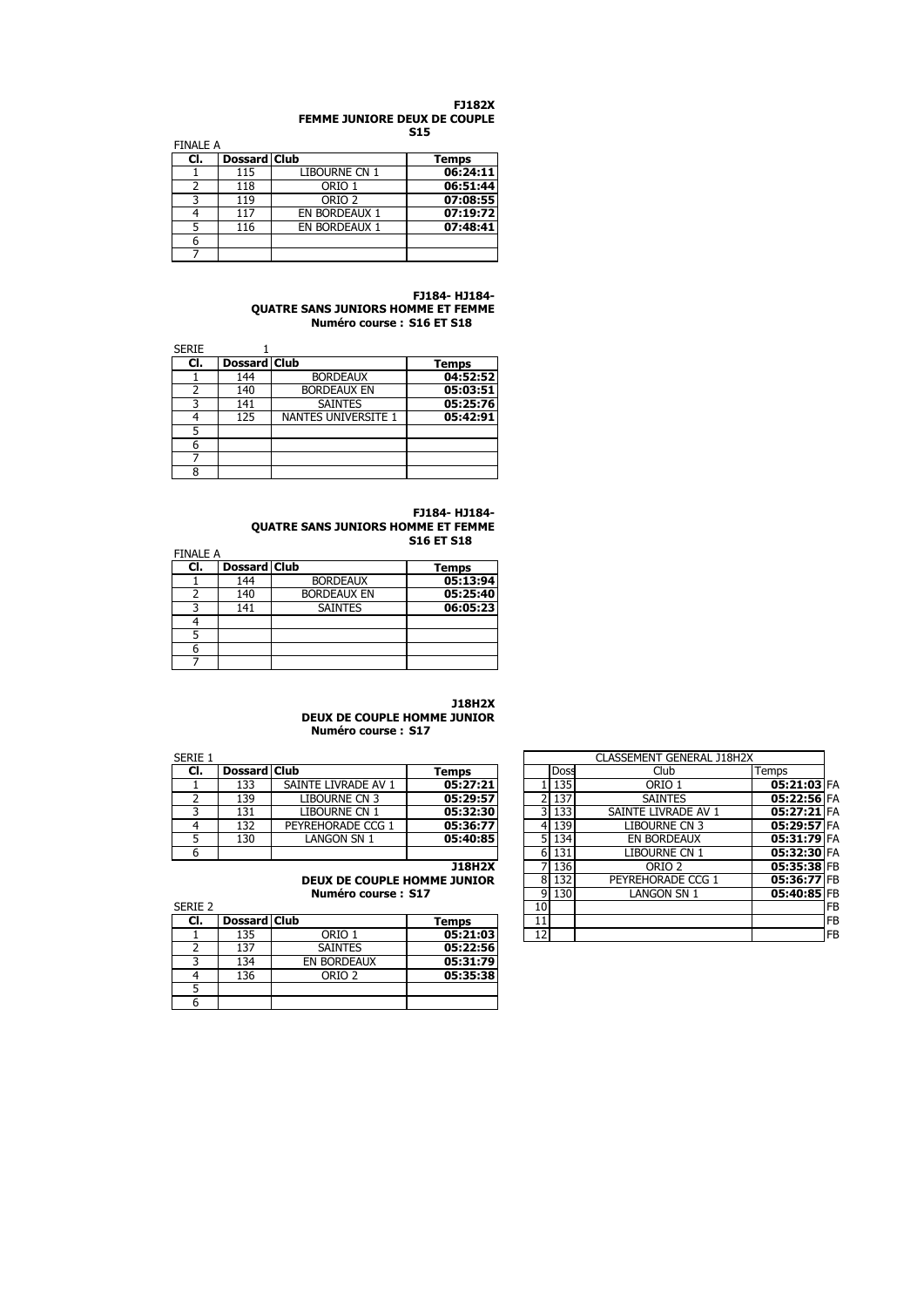**FJ182X**
**FEMME JUNIORE DEUX DE COUPLE**
**S15**

FINALE A

| Cl. | Dossard | Club | Temps |
|---|---|---|---|
| 1 | 115 | LIBOURNE CN 1 | 06:24:11 |
| 2 | 118 | ORIO 1 | 06:51:44 |
| 3 | 119 | ORIO 2 | 07:08:55 |
| 4 | 117 | EN BORDEAUX 1 | 07:19:72 |
| 5 | 116 | EN BORDEAUX 1 | 07:48:41 |
| 6 | | | |
| 7 | | | |

**FJ184- HJ184-**
**QUATRE SANS JUNIORS HOMME ET FEMME**
**Numéro course : S16 ET S18**

SERIE 1

| Cl. | Dossard | Club | Temps |
|---|---|---|---|
| 1 | 144 | BORDEAUX | 04:52:52 |
| 2 | 140 | BORDEAUX EN | 05:03:51 |
| 3 | 141 | SAINTES | 05:25:76 |
| 4 | 125 | NANTES UNIVERSITE 1 | 05:42:91 |
| 5 | | | |
| 6 | | | |
| 7 | | | |
| 8 | | | |

**FJ184- HJ184-**
**QUATRE SANS JUNIORS HOMME ET FEMME**
**S16 ET S18**

FINALE A

| Cl. | Dossard | Club | Temps |
|---|---|---|---|
| 1 | 144 | BORDEAUX | 05:13:94 |
| 2 | 140 | BORDEAUX EN | 05:25:40 |
| 3 | 141 | SAINTES | 06:05:23 |
| 4 | | | |
| 5 | | | |
| 6 | | | |
| 7 | | | |

**J18H2X**
**DEUX DE COUPLE HOMME JUNIOR**
**Numéro course : S17**

SERIE 1

| Cl. | Dossard | Club | Temps |
|---|---|---|---|
| 1 | 133 | SAINTE LIVRADE AV 1 | 05:27:21 |
| 2 | 139 | LIBOURNE CN 3 | 05:29:57 |
| 3 | 131 | LIBOURNE CN 1 | 05:32:30 |
| 4 | 132 | PEYREHORADE CCG 1 | 05:36:77 |
| 5 | 130 | LANGON SN 1 | 05:40:85 |
| 6 | | | |

**J18H2X**
**DEUX DE COUPLE HOMME JUNIOR**
**Numéro course : S17**

SERIE 2

| Cl. | Dossard | Club | Temps |
|---|---|---|---|
| 1 | 135 | ORIO 1 | 05:21:03 |
| 2 | 137 | SAINTES | 05:22:56 |
| 3 | 134 | EN BORDEAUX | 05:31:79 |
| 4 | 136 | ORIO 2 | 05:35:38 |
| 5 | | | |
| 6 | | | |

CLASSEMENT GENERAL J18H2X

| | Doss | Club | Temps | |
|---|---|---|---|---|
| 1 | 135 | ORIO 1 | 05:21:03 | FA |
| 2 | 137 | SAINTES | 05:22:56 | FA |
| 3 | 133 | SAINTE LIVRADE AV 1 | 05:27:21 | FA |
| 4 | 139 | LIBOURNE CN 3 | 05:29:57 | FA |
| 5 | 134 | EN BORDEAUX | 05:31:79 | FA |
| 6 | 131 | LIBOURNE CN 1 | 05:32:30 | FA |
| 7 | 136 | ORIO 2 | 05:35:38 | FB |
| 8 | 132 | PEYREHORADE CCG 1 | 05:36:77 | FB |
| 9 | 130 | LANGON SN 1 | 05:40:85 | FB |
| 10 | | | | FB |
| 11 | | | | FB |
| 12 | | | | FB |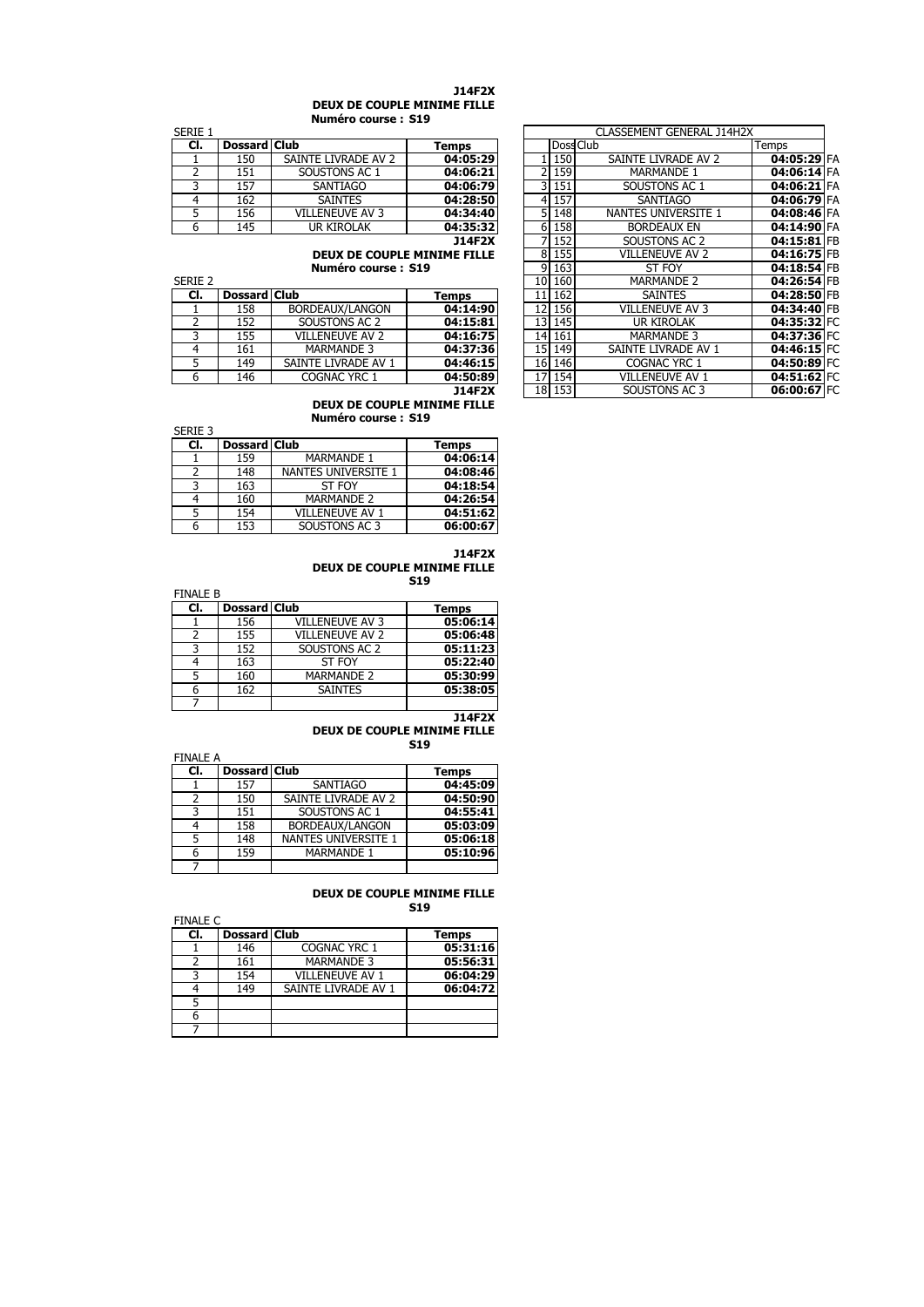**J14F2X**
**DEUX DE COUPLE MINIME FILLE**
**Numéro course : S19**

SERIE 1

| Cl. | Dossard | Club | Temps |
|---|---|---|---|
| 1 | 150 | SAINTE LIVRADE AV 2 | 04:05:29 |
| 2 | 151 | SOUSTONS AC 1 | 04:06:21 |
| 3 | 157 | SANTIAGO | 04:06:79 |
| 4 | 162 | SAINTES | 04:28:50 |
| 5 | 156 | VILLENEUVE AV 3 | 04:34:40 |
| 6 | 145 | UR KIROLAK | 04:35:32 |

**J14F2X**
**DEUX DE COUPLE MINIME FILLE**
**Numéro course : S19**

SERIE 2

| Cl. | Dossard | Club | Temps |
|---|---|---|---|
| 1 | 158 | BORDEAUX/LANGON | 04:14:90 |
| 2 | 152 | SOUSTONS AC 2 | 04:15:81 |
| 3 | 155 | VILLENEUVE AV 2 | 04:16:75 |
| 4 | 161 | MARMANDE 3 | 04:37:36 |
| 5 | 149 | SAINTE LIVRADE AV 1 | 04:46:15 |
| 6 | 146 | COGNAC YRC 1 | 04:50:89 |

**J14F2X**
**DEUX DE COUPLE MINIME FILLE**
**Numéro course : S19**

SERIE 3

| Cl. | Dossard | Club | Temps |
|---|---|---|---|
| 1 | 159 | MARMANDE 1 | 04:06:14 |
| 2 | 148 | NANTES UNIVERSITE 1 | 04:08:46 |
| 3 | 163 | ST FOY | 04:18:54 |
| 4 | 160 | MARMANDE 2 | 04:26:54 |
| 5 | 154 | VILLENEUVE AV 1 | 04:51:62 |
| 6 | 153 | SOUSTONS AC 3 | 06:00:67 |

**J14F2X**
**DEUX DE COUPLE MINIME FILLE**
**S19**

FINALE B

| Cl. | Dossard | Club | Temps |
|---|---|---|---|
| 1 | 156 | VILLENEUVE AV 3 | 05:06:14 |
| 2 | 155 | VILLENEUVE AV 2 | 05:06:48 |
| 3 | 152 | SOUSTONS AC 2 | 05:11:23 |
| 4 | 163 | ST FOY | 05:22:40 |
| 5 | 160 | MARMANDE 2 | 05:30:99 |
| 6 | 162 | SAINTES | 05:38:05 |
| 7 | | | |

**J14F2X**
**DEUX DE COUPLE MINIME FILLE**
**S19**

FINALE A

| Cl. | Dossard | Club | Temps |
|---|---|---|---|
| 1 | 157 | SANTIAGO | 04:45:09 |
| 2 | 150 | SAINTE LIVRADE AV 2 | 04:50:90 |
| 3 | 151 | SOUSTONS AC 1 | 04:55:41 |
| 4 | 158 | BORDEAUX/LANGON | 05:03:09 |
| 5 | 148 | NANTES UNIVERSITE 1 | 05:06:18 |
| 6 | 159 | MARMANDE 1 | 05:10:96 |
| 7 | | | |

**DEUX DE COUPLE MINIME FILLE**
**S19**

FINALE C

| Cl. | Dossard | Club | Temps |
|---|---|---|---|
| 1 | 146 | COGNAC YRC 1 | 05:31:16 |
| 2 | 161 | MARMANDE 3 | 05:56:31 |
| 3 | 154 | VILLENEUVE AV 1 | 06:04:29 |
| 4 | 149 | SAINTE LIVRADE AV 1 | 06:04:72 |
| 5 | | | |
| 6 | | | |
| 7 | | | |

CLASSEMENT GENERAL J14H2X

| | Doss | Club | Temps | |
|---|---|---|---|---|
| 1 | 150 | SAINTE LIVRADE AV 2 | 04:05:29 | FA |
| 2 | 159 | MARMANDE 1 | 04:06:14 | FA |
| 3 | 151 | SOUSTONS AC 1 | 04:06:21 | FA |
| 4 | 157 | SANTIAGO | 04:06:79 | FA |
| 5 | 148 | NANTES UNIVERSITE 1 | 04:08:46 | FA |
| 6 | 158 | BORDEAUX EN | 04:14:90 | FA |
| 7 | 152 | SOUSTONS AC 2 | 04:15:81 | FB |
| 8 | 155 | VILLENEUVE AV 2 | 04:16:75 | FB |
| 9 | 163 | ST FOY | 04:18:54 | FB |
| 10 | 160 | MARMANDE 2 | 04:26:54 | FB |
| 11 | 162 | SAINTES | 04:28:50 | FB |
| 12 | 156 | VILLENEUVE AV 3 | 04:34:40 | FB |
| 13 | 145 | UR KIROLAK | 04:35:32 | FC |
| 14 | 161 | MARMANDE 3 | 04:37:36 | FC |
| 15 | 149 | SAINTE LIVRADE AV 1 | 04:46:15 | FC |
| 16 | 146 | COGNAC YRC 1 | 04:50:89 | FC |
| 17 | 154 | VILLENEUVE AV 1 | 04:51:62 | FC |
| 18 | 153 | SOUSTONS AC 3 | 06:00:67 | FC |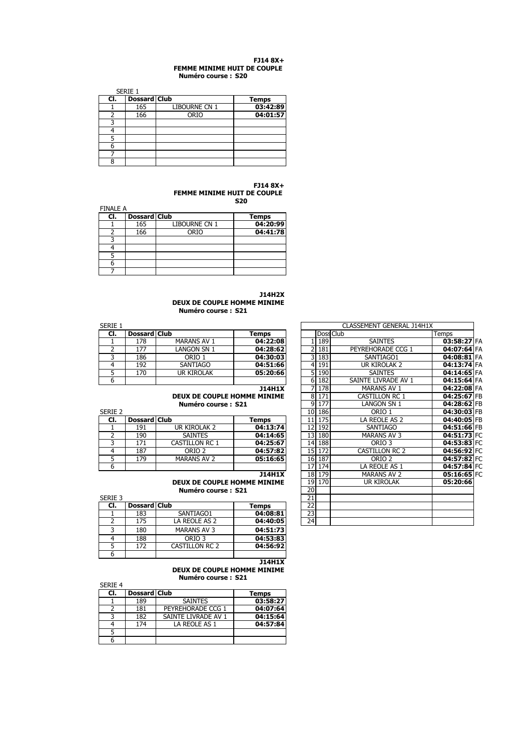**FJ14 8X+**
**FEMME MINIME HUIT DE COUPLE**
**Numéro course : S20**

SERIE 1

| Cl. | Dossard | Club | Temps |
|---|---|---|---|
| 1 | 165 | LIBOURNE CN 1 | 03:42:89 |
| 2 | 166 | ORIO | 04:01:57 |
| 3 | | | |
| 4 | | | |
| 5 | | | |
| 6 | | | |
| 7 | | | |
| 8 | | | |

**FJ14 8X+**
**FEMME MINIME HUIT DE COUPLE**
**S20**

FINALE A

| Cl. | Dossard | Club | Temps |
|---|---|---|---|
| 1 | 165 | LIBOURNE CN 1 | 04:20:99 |
| 2 | 166 | ORIO | 04:41:78 |
| 3 | | | |
| 4 | | | |
| 5 | | | |
| 6 | | | |
| 7 | | | |

**J14H2X**
**DEUX DE COUPLE HOMME MINIME**
**Numéro course : S21**

SERIE 1

| Cl. | Dossard | Club | Temps |
|---|---|---|---|
| 1 | 178 | MARANS AV 1 | 04:22:08 |
| 2 | 177 | LANGON SN 1 | 04:28:62 |
| 3 | 186 | ORIO 1 | 04:30:03 |
| 4 | 192 | SANTIAGO | 04:51:66 |
| 5 | 170 | UR KIROLAK | 05:20:66 |
| 6 | | | |

**J14H1X**
**DEUX DE COUPLE HOMME MINIME**
**Numéro course : S21**

SERIE 2

| Cl. | Dossard | Club | Temps |
|---|---|---|---|
| 1 | 191 | UR KIROLAK 2 | 04:13:74 |
| 2 | 190 | SAINTES | 04:14:65 |
| 3 | 171 | CASTILLON RC 1 | 04:25:67 |
| 4 | 187 | ORIO 2 | 04:57:82 |
| 5 | 179 | MARANS AV 2 | 05:16:65 |
| 6 | | | |

**J14H1X**
**DEUX DE COUPLE HOMME MINIME**
**Numéro course : S21**

SERIE 3

| Cl. | Dossard | Club | Temps |
|---|---|---|---|
| 1 | 183 | SANTIAGO1 | 04:08:81 |
| 2 | 175 | LA REOLE AS 2 | 04:40:05 |
| 3 | 180 | MARANS AV 3 | 04:51:73 |
| 4 | 188 | ORIO 3 | 04:53:83 |
| 5 | 172 | CASTILLON RC 2 | 04:56:92 |
| 6 | | | |

**J14H1X**
**DEUX DE COUPLE HOMME MINIME**
**Numéro course : S21**

SERIE 4

| Cl. | Dossard | Club | Temps |
|---|---|---|---|
| 1 | 189 | SAINTES | 03:58:27 |
| 2 | 181 | PEYREHORADE CCG 1 | 04:07:64 |
| 3 | 182 | SAINTE LIVRADE AV 1 | 04:15:64 |
| 4 | 174 | LA REOLE AS 1 | 04:57:84 |
| 5 | | | |
| 6 | | | |

CLASSEMENT GENERAL J14H1X

| | Doss | Club | Temps | |
|---|---|---|---|---|
| 1 | 189 | SAINTES | 03:58:27 | FA |
| 2 | 181 | PEYREHORADE CCG 1 | 04:07:64 | FA |
| 3 | 183 | SANTIAGO1 | 04:08:81 | FA |
| 4 | 191 | UR KIROLAK 2 | 04:13:74 | FA |
| 5 | 190 | SAINTES | 04:14:65 | FA |
| 6 | 182 | SAINTE LIVRADE AV 1 | 04:15:64 | FA |
| 7 | 178 | MARANS AV 1 | 04:22:08 | FA |
| 8 | 171 | CASTILLON RC 1 | 04:25:67 | FB |
| 9 | 177 | LANGON SN 1 | 04:28:62 | FB |
| 10 | 186 | ORIO 1 | 04:30:03 | FB |
| 11 | 175 | LA REOLE AS 2 | 04:40:05 | FB |
| 12 | 192 | SANTIAGO | 04:51:66 | FB |
| 13 | 180 | MARANS AV 3 | 04:51:73 | FC |
| 14 | 188 | ORIO 3 | 04:53:83 | FC |
| 15 | 172 | CASTILLON RC 2 | 04:56:92 | FC |
| 16 | 187 | ORIO 2 | 04:57:82 | FC |
| 17 | 174 | LA REOLE AS 1 | 04:57:84 | FC |
| 18 | 179 | MARANS AV 2 | 05:16:65 | FC |
| 19 | 170 | UR KIROLAK | 05:20:66 | |
| 20 | | | | |
| 21 | | | | |
| 22 | | | | |
| 23 | | | | |
| 24 | | | | |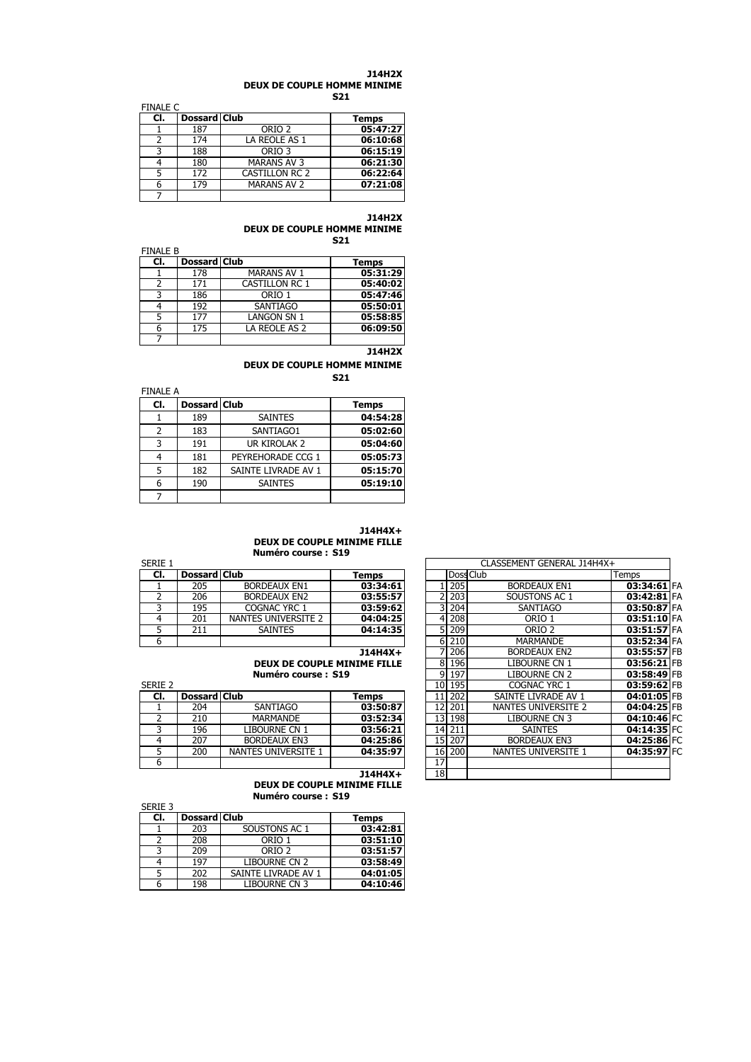**J14H2X**
**DEUX DE COUPLE HOMME MINIME**
**S21**

FINALE C

| Cl. | Dossard | Club | Temps |
|---|---|---|---|
| 1 | 187 | ORIO 2 | 05:47:27 |
| 2 | 174 | LA REOLE AS 1 | 06:10:68 |
| 3 | 188 | ORIO 3 | 06:15:19 |
| 4 | 180 | MARANS AV 3 | 06:21:30 |
| 5 | 172 | CASTILLON RC 2 | 06:22:64 |
| 6 | 179 | MARANS AV 2 | 07:21:08 |
| 7 | | | |

**J14H2X**
**DEUX DE COUPLE HOMME MINIME**
**S21**

FINALE B

| Cl. | Dossard | Club | Temps |
|---|---|---|---|
| 1 | 178 | MARANS AV 1 | 05:31:29 |
| 2 | 171 | CASTILLON RC 1 | 05:40:02 |
| 3 | 186 | ORIO 1 | 05:47:46 |
| 4 | 192 | SANTIAGO | 05:50:01 |
| 5 | 177 | LANGON SN 1 | 05:58:85 |
| 6 | 175 | LA REOLE AS 2 | 06:09:50 |
| 7 | | | |

**J14H2X**
**DEUX DE COUPLE HOMME MINIME**
**S21**

FINALE A

| Cl. | Dossard | Club | Temps |
|---|---|---|---|
| 1 | 189 | SAINTES | 04:54:28 |
| 2 | 183 | SANTIAGO1 | 05:02:60 |
| 3 | 191 | UR KIROLAK 2 | 05:04:60 |
| 4 | 181 | PEYREHORADE CCG 1 | 05:05:73 |
| 5 | 182 | SAINTE LIVRADE AV 1 | 05:15:70 |
| 6 | 190 | SAINTES | 05:19:10 |
| 7 | | | |

**J14H4X+**
**DEUX DE COUPLE MINIME FILLE**
**Numéro course : S19**

SERIE 1

| Cl. | Dossard | Club | Temps |
|---|---|---|---|
| 1 | 205 | BORDEAUX EN1 | 03:34:61 |
| 2 | 206 | BORDEAUX EN2 | 03:55:57 |
| 3 | 195 | COGNAC YRC 1 | 03:59:62 |
| 4 | 201 | NANTES UNIVERSITE 2 | 04:04:25 |
| 5 | 211 | SAINTES | 04:14:35 |
| 6 | | | |

**J14H4X+**
**DEUX DE COUPLE MINIME FILLE**
**Numéro course : S19**

SERIE 2

| Cl. | Dossard | Club | Temps |
|---|---|---|---|
| 1 | 204 | SANTIAGO | 03:50:87 |
| 2 | 210 | MARMANDE | 03:52:34 |
| 3 | 196 | LIBOURNE CN 1 | 03:56:21 |
| 4 | 207 | BORDEAUX EN3 | 04:25:86 |
| 5 | 200 | NANTES UNIVERSITE 1 | 04:35:97 |
| 6 | | | |

**J14H4X+**
**DEUX DE COUPLE MINIME FILLE**
**Numéro course : S19**

SERIE 3

| Cl. | Dossard | Club | Temps |
|---|---|---|---|
| 1 | 203 | SOUSTONS AC 1 | 03:42:81 |
| 2 | 208 | ORIO 1 | 03:51:10 |
| 3 | 209 | ORIO 2 | 03:51:57 |
| 4 | 197 | LIBOURNE CN 2 | 03:58:49 |
| 5 | 202 | SAINTE LIVRADE AV 1 | 04:01:05 |
| 6 | 198 | LIBOURNE CN 3 | 04:10:46 |

CLASSEMENT GENERAL J14H4X+

| | Doss | Club | Temps | |
|---|---|---|---|---|
| 1 | 205 | BORDEAUX EN1 | 03:34:61 | FA |
| 2 | 203 | SOUSTONS AC 1 | 03:42:81 | FA |
| 3 | 204 | SANTIAGO | 03:50:87 | FA |
| 4 | 208 | ORIO 1 | 03:51:10 | FA |
| 5 | 209 | ORIO 2 | 03:51:57 | FA |
| 6 | 210 | MARMANDE | 03:52:34 | FA |
| 7 | 206 | BORDEAUX EN2 | 03:55:57 | FB |
| 8 | 196 | LIBOURNE CN 1 | 03:56:21 | FB |
| 9 | 197 | LIBOURNE CN 2 | 03:58:49 | FB |
| 10 | 195 | COGNAC YRC 1 | 03:59:62 | FB |
| 11 | 202 | SAINTE LIVRADE AV 1 | 04:01:05 | FB |
| 12 | 201 | NANTES UNIVERSITE 2 | 04:04:25 | FB |
| 13 | 198 | LIBOURNE CN 3 | 04:10:46 | FC |
| 14 | 211 | SAINTES | 04:14:35 | FC |
| 15 | 207 | BORDEAUX EN3 | 04:25:86 | FC |
| 16 | 200 | NANTES UNIVERSITE 1 | 04:35:97 | FC |
| 17 | | | | |
| 18 | | | | |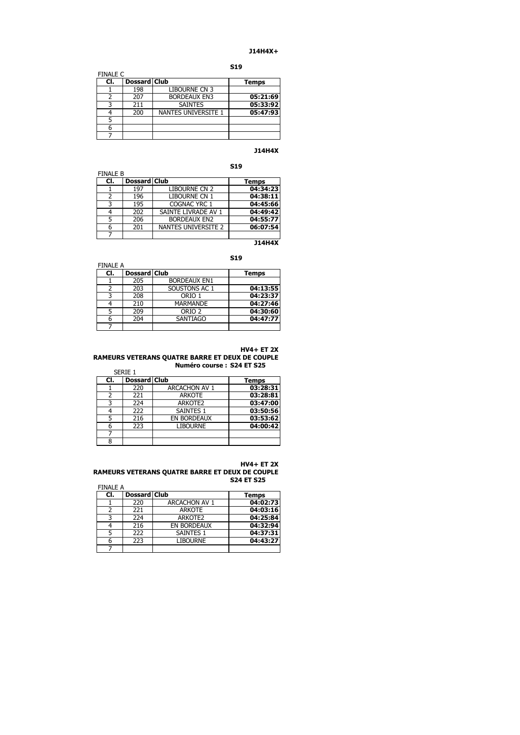**J14H4X+**

**S19**

FINALE C

| Cl. | Dossard | Club | Temps |
|---|---|---|---|
| 1 | 198 | LIBOURNE CN 3 | |
| 2 | 207 | BORDEAUX EN3 | 05:21:69 |
| 3 | 211 | SAINTES | 05:33:92 |
| 4 | 200 | NANTES UNIVERSITE 1 | 05:47:93 |
| 5 | | | |
| 6 | | | |
| 7 | | | |

**J14H4X**

**S19**

FINALE B

| Cl. | Dossard | Club | Temps |
|---|---|---|---|
| 1 | 197 | LIBOURNE CN 2 | 04:34:23 |
| 2 | 196 | LIBOURNE CN 1 | 04:38:11 |
| 3 | 195 | COGNAC YRC 1 | 04:45:66 |
| 4 | 202 | SAINTE LIVRADE AV 1 | 04:49:42 |
| 5 | 206 | BORDEAUX EN2 | 04:55:77 |
| 6 | 201 | NANTES UNIVERSITE 2 | 06:07:54 |
| 7 | | | |

**J14H4X**

**S19**

FINALE A

| Cl. | Dossard | Club | Temps |
|---|---|---|---|
| 1 | 205 | BORDEAUX EN1 | |
| 2 | 203 | SOUSTONS AC 1 | 04:13:55 |
| 3 | 208 | ORIO 1 | 04:23:37 |
| 4 | 210 | MARMANDE | 04:27:46 |
| 5 | 209 | ORIO 2 | 04:30:60 |
| 6 | 204 | SANTIAGO | 04:47:77 |
| 7 | | | |

**HV4+ ET 2X**

**RAMEURS VETERANS QUATRE BARRE ET DEUX DE COUPLE**

**Numéro course : S24 ET S25**

SERIE 1

| Cl. | Dossard | Club | Temps |
|---|---|---|---|
| 1 | 220 | ARCACHON AV 1 | 03:28:31 |
| 2 | 221 | ARKOTE | 03:28:81 |
| 3 | 224 | ARKOTE2 | 03:47:00 |
| 4 | 222 | SAINTES 1 | 03:50:56 |
| 5 | 216 | EN BORDEAUX | 03:53:62 |
| 6 | 223 | LIBOURNE | 04:00:42 |
| 7 | | | |
| 8 | | | |

**HV4+ ET 2X**

**RAMEURS VETERANS QUATRE BARRE ET DEUX DE COUPLE**

**S24 ET S25**

FINALE A

| Cl. | Dossard | Club | Temps |
|---|---|---|---|
| 1 | 220 | ARCACHON AV 1 | 04:02:73 |
| 2 | 221 | ARKOTE | 04:03:16 |
| 3 | 224 | ARKOTE2 | 04:25:84 |
| 4 | 216 | EN BORDEAUX | 04:32:94 |
| 5 | 222 | SAINTES 1 | 04:37:31 |
| 6 | 223 | LIBOURNE | 04:43:27 |
| 7 | | | |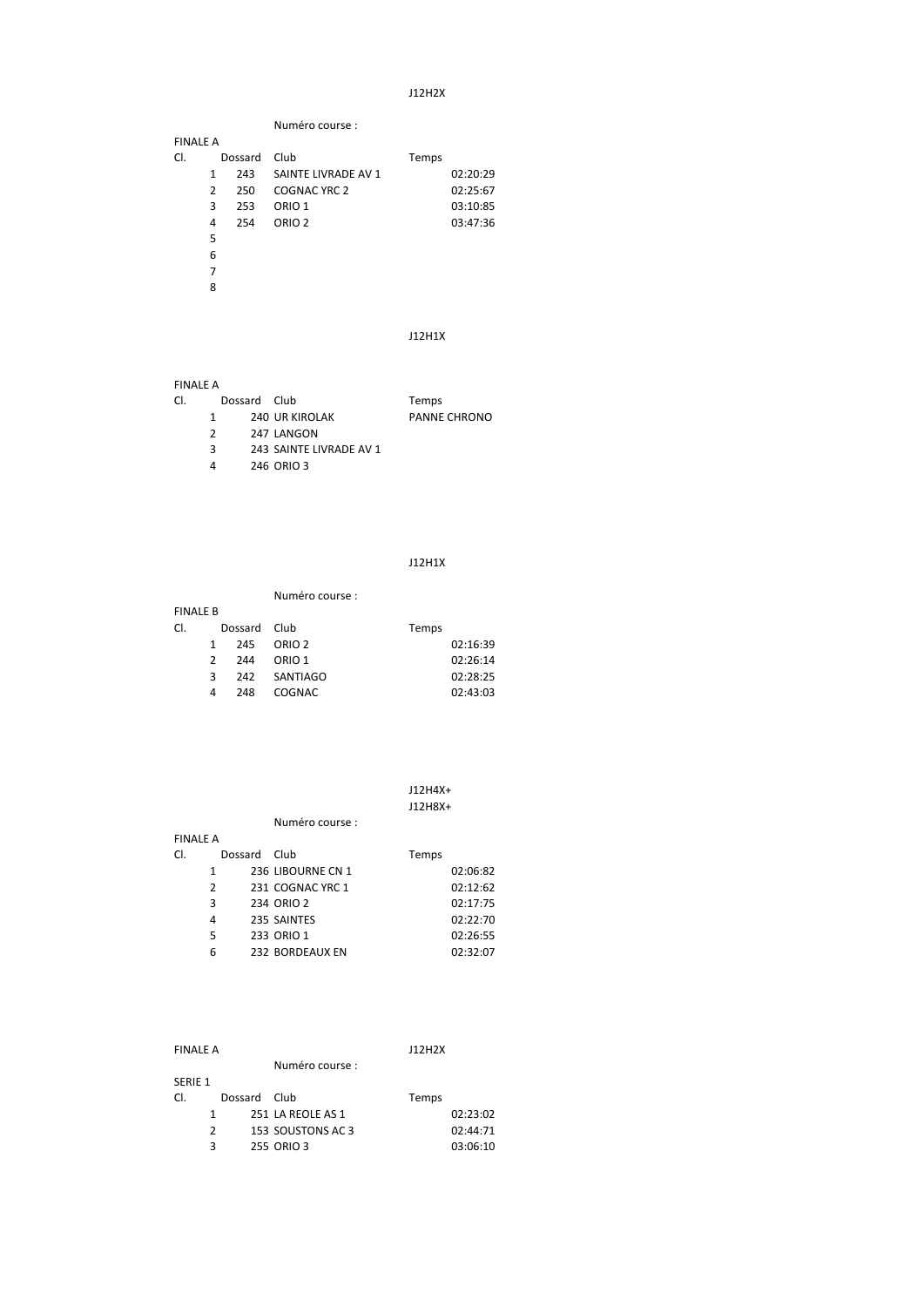J12H2X

Numéro course :

FINALE A

| Cl. | Dossard | Club | Temps |
| --- | --- | --- | --- |
| 1 | 243 | SAINTE LIVRADE AV 1 | 02:20:29 |
| 2 | 250 | COGNAC YRC 2 | 02:25:67 |
| 3 | 253 | ORIO 1 | 03:10:85 |
| 4 | 254 | ORIO 2 | 03:47:36 |
| 5 | | | |
| 6 | | | |
| 7 | | | |
| 8 | | | |

J12H1X

FINALE A

| Cl. | Dossard | Club | Temps |
| --- | --- | --- | --- |
| 1 | 240 | UR KIROLAK | PANNE CHRONO |
| 2 | 247 | LANGON | |
| 3 | 243 | SAINTE LIVRADE AV 1 | |
| 4 | 246 | ORIO 3 | |

J12H1X

Numéro course :

FINALE B

| Cl. | Dossard | Club | Temps |
| --- | --- | --- | --- |
| 1 | 245 | ORIO 2 | 02:16:39 |
| 2 | 244 | ORIO 1 | 02:26:14 |
| 3 | 242 | SANTIAGO | 02:28:25 |
| 4 | 248 | COGNAC | 02:43:03 |

J12H4X+
J12H8X+

Numéro course :

FINALE A

| Cl. | Dossard | Club | Temps |
| --- | --- | --- | --- |
| 1 | 236 | LIBOURNE CN 1 | 02:06:82 |
| 2 | 231 | COGNAC YRC 1 | 02:12:62 |
| 3 | 234 | ORIO 2 | 02:17:75 |
| 4 | 235 | SAINTES | 02:22:70 |
| 5 | 233 | ORIO 1 | 02:26:55 |
| 6 | 232 | BORDEAUX EN | 02:32:07 |

FINALE A

J12H2X

Numéro course :

SERIE 1

| Cl. | Dossard | Club | Temps |
| --- | --- | --- | --- |
| 1 | 251 | LA REOLE AS 1 | 02:23:02 |
| 2 | 153 | SOUSTONS AC 3 | 02:44:71 |
| 3 | 255 | ORIO 3 | 03:06:10 |